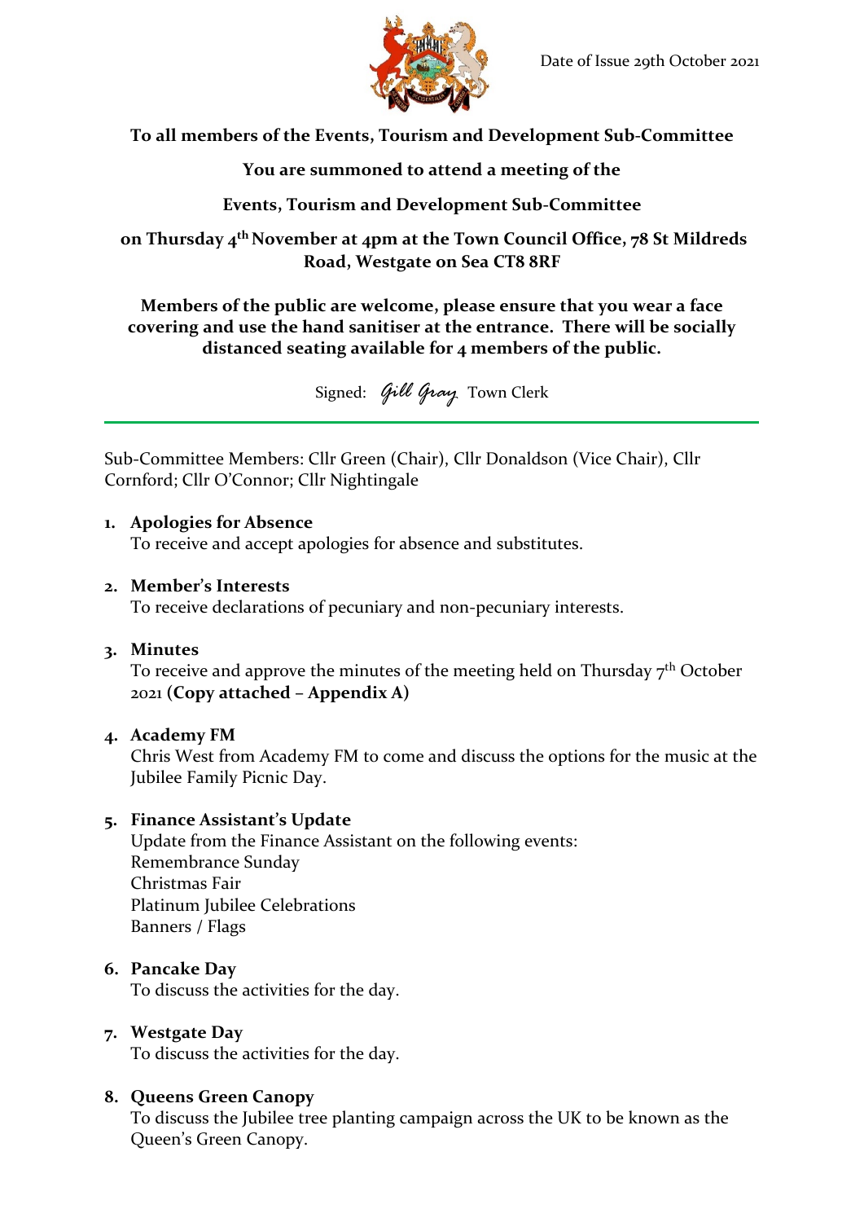Date of Issue 29th October 2021

**To all members of the Events, Tourism and Development Sub-Committee**

**You are summoned to attend a meeting of the**

**Events, Tourism and Development Sub-Committee**

**on Thursday 4th November at 4pm at the Town Council Office, 78 St Mildreds Road, Westgate on Sea CT8 8RF**

**Members of the public are welcome, please ensure that you wear a face covering and use the hand sanitiser at the entrance. There will be socially distanced seating available for 4 members of the public.**

Signed: *Gill Gray* Town Clerk

---

Sub-Committee Members: Cllr Green (Chair), Cllr Donaldson (Vice Chair), Cllr Cornford; Cllr O'Connor; Cllr Nightingale

1. **Apologies for Absence**
   To receive and accept apologies for absence and substitutes.

2. **Member's Interests**
   To receive declarations of pecuniary and non-pecuniary interests.

3. **Minutes**
   To receive and approve the minutes of the meeting held on Thursday 7th October 2021 **(Copy attached – Appendix A)**

4. **Academy FM**
   Chris West from Academy FM to come and discuss the options for the music at the Jubilee Family Picnic Day.

5. **Finance Assistant's Update**
   Update from the Finance Assistant on the following events:
   Remembrance Sunday
   Christmas Fair
   Platinum Jubilee Celebrations
   Banners / Flags

6. **Pancake Day**
   To discuss the activities for the day.

7. **Westgate Day**
   To discuss the activities for the day.

8. **Queens Green Canopy**
   To discuss the Jubilee tree planting campaign across the UK to be known as the Queen's Green Canopy.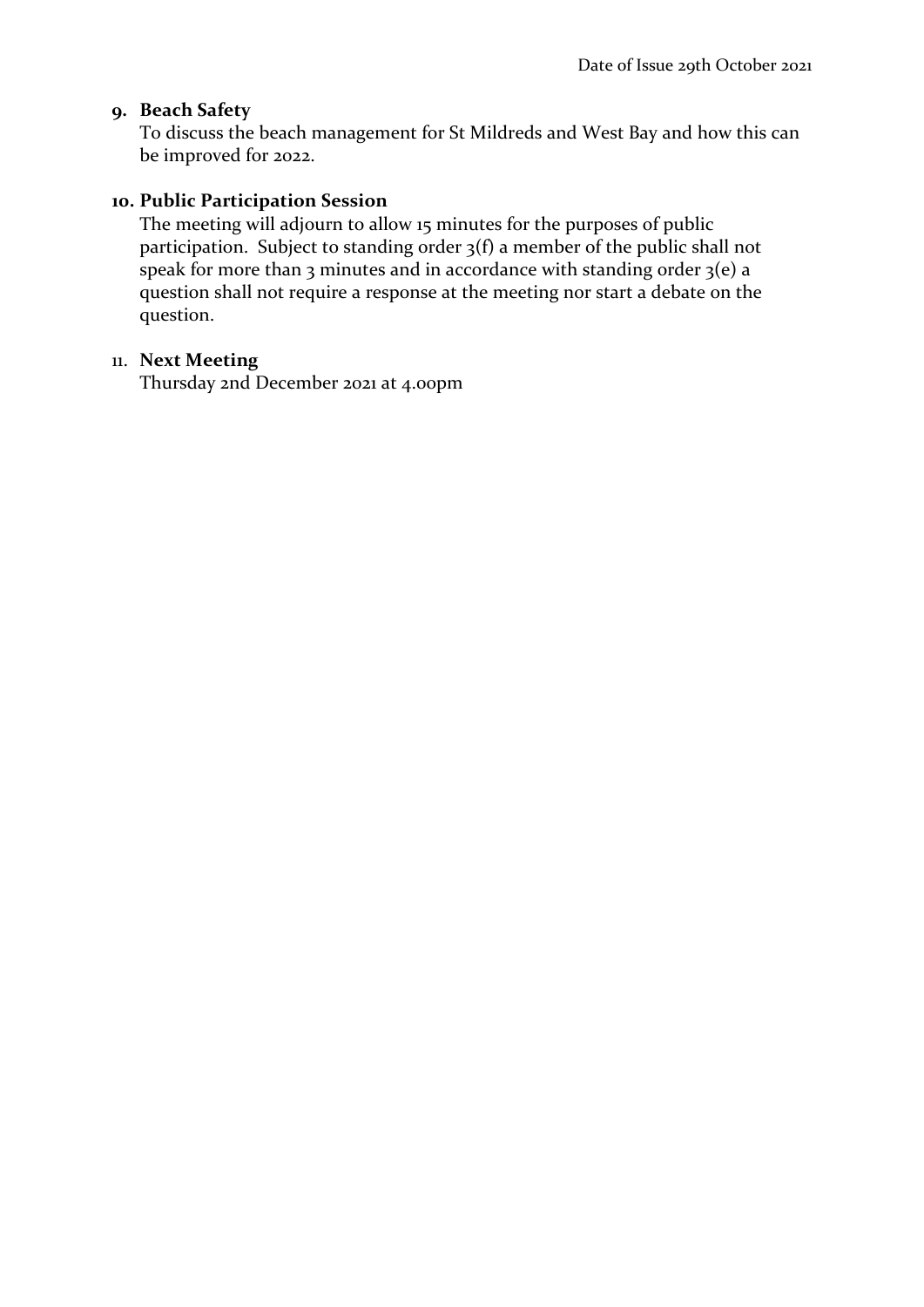Date of Issue 29th October 2021

**9. Beach Safety**

To discuss the beach management for St Mildreds and West Bay and how this can be improved for 2022.

**10. Public Participation Session**

The meeting will adjourn to allow 15 minutes for the purposes of public participation. Subject to standing order 3(f) a member of the public shall not speak for more than 3 minutes and in accordance with standing order 3(e) a question shall not require a response at the meeting nor start a debate on the question.

11. **Next Meeting**

Thursday 2nd December 2021 at 4.00pm